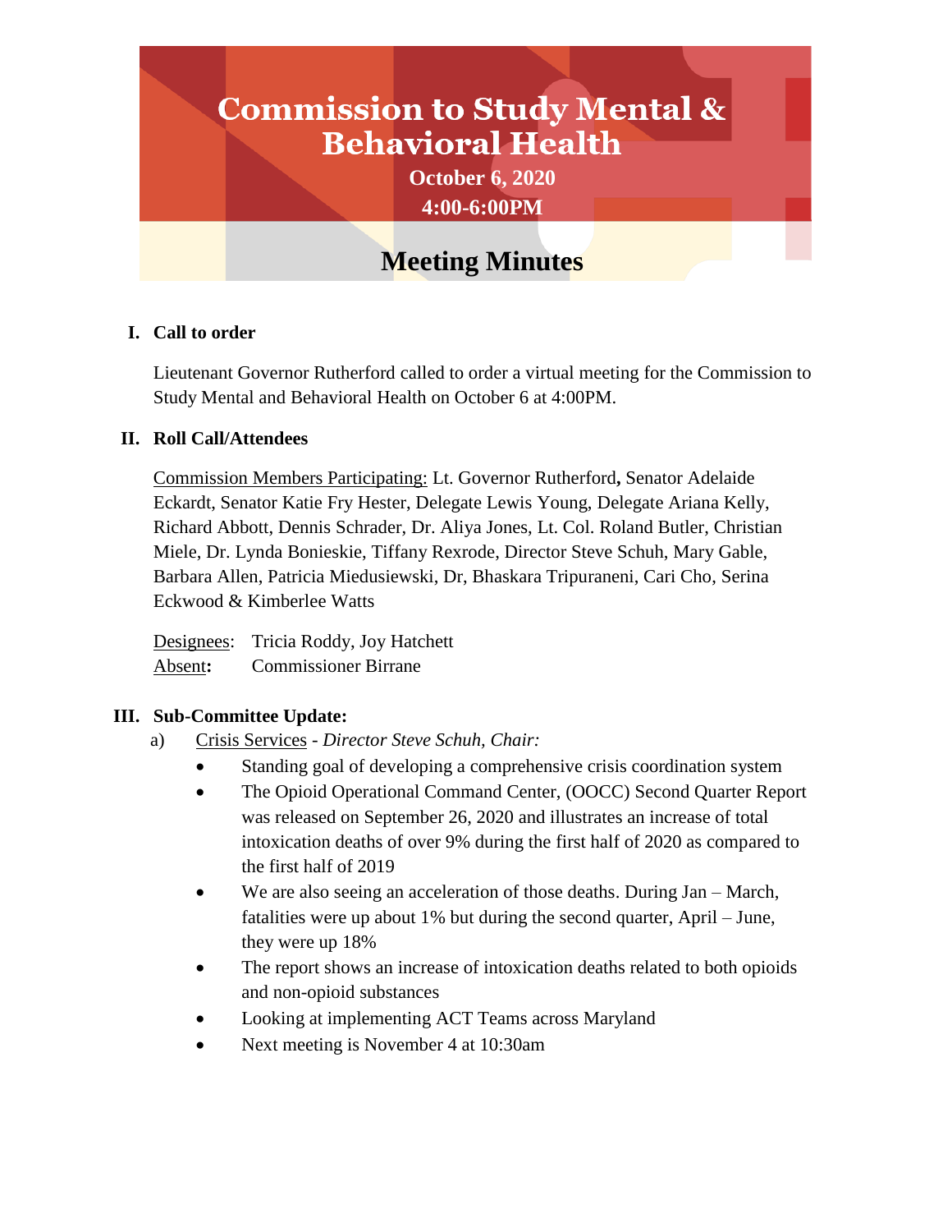# Commission to Study Mental & Behavioral Health

**October 6, 2020**

**4:00-6:00PM**

## Meeting Minutes

### I. Call to order

Lieutenant Governor Rutherford called to order a virtual meeting for the Commission to Study Mental and Behavioral Health on October 6 at 4:00PM.

### II. Roll Call/Attendees

Commission Members Participating: Lt. Governor Rutherford**,** Senator Adelaide Eckardt, Senator Katie Fry Hester, Delegate Lewis Young, Delegate Ariana Kelly, Richard Abbott, Dennis Schrader, Dr. Aliya Jones, Lt. Col. Roland Butler, Christian Miele, Dr. Lynda Bonieskie, Tiffany Rexrode, Director Steve Schuh, Mary Gable, Barbara Allen, Patricia Miedusiewski, Dr, Bhaskara Tripuraneni, Cari Cho, Serina Eckwood & Kimberlee Watts

Designees: Tricia Roddy, Joy Hatchett
Absent**:** Commissioner Birrane

### III. Sub-Committee Update:

a) Crisis Services - *Director Steve Schuh, Chair:*

- Standing goal of developing a comprehensive crisis coordination system
- The Opioid Operational Command Center, (OOCC) Second Quarter Report was released on September 26, 2020 and illustrates an increase of total intoxication deaths of over 9% during the first half of 2020 as compared to the first half of 2019
- We are also seeing an acceleration of those deaths. During Jan – March, fatalities were up about 1% but during the second quarter, April – June, they were up 18%
- The report shows an increase of intoxication deaths related to both opioids and non-opioid substances
- Looking at implementing ACT Teams across Maryland
- Next meeting is November 4 at 10:30am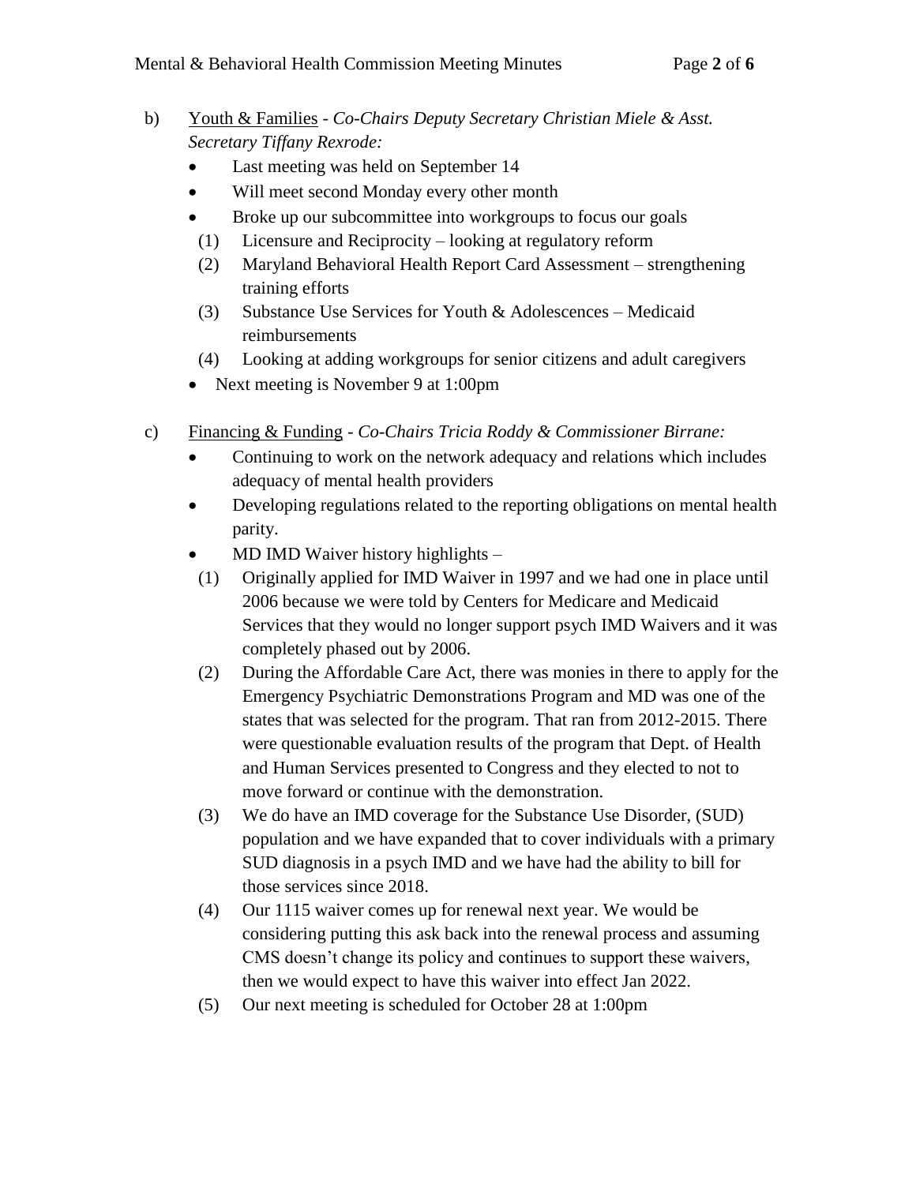b) <u>Youth & Families</u> - *Co-Chairs Deputy Secretary Christian Miele & Asst. Secretary Tiffany Rexrode:*

- Last meeting was held on September 14
- Will meet second Monday every other month
- Broke up our subcommittee into workgroups to focus our goals
  - (1) Licensure and Reciprocity – looking at regulatory reform
  - (2) Maryland Behavioral Health Report Card Assessment – strengthening training efforts
  - (3) Substance Use Services for Youth & Adolescences – Medicaid reimbursements
  - (4) Looking at adding workgroups for senior citizens and adult caregivers
- Next meeting is November 9 at 1:00pm

c) <u>Financing & Funding</u> - *Co-Chairs Tricia Roddy & Commissioner Birrane:*

- Continuing to work on the network adequacy and relations which includes adequacy of mental health providers
- Developing regulations related to the reporting obligations on mental health parity.
- MD IMD Waiver history highlights –
  - (1) Originally applied for IMD Waiver in 1997 and we had one in place until 2006 because we were told by Centers for Medicare and Medicaid Services that they would no longer support psych IMD Waivers and it was completely phased out by 2006.
  - (2) During the Affordable Care Act, there was monies in there to apply for the Emergency Psychiatric Demonstrations Program and MD was one of the states that was selected for the program. That ran from 2012-2015. There were questionable evaluation results of the program that Dept. of Health and Human Services presented to Congress and they elected to not to move forward or continue with the demonstration.
  - (3) We do have an IMD coverage for the Substance Use Disorder, (SUD) population and we have expanded that to cover individuals with a primary SUD diagnosis in a psych IMD and we have had the ability to bill for those services since 2018.
  - (4) Our 1115 waiver comes up for renewal next year. We would be considering putting this ask back into the renewal process and assuming CMS doesn't change its policy and continues to support these waivers, then we would expect to have this waiver into effect Jan 2022.
  - (5) Our next meeting is scheduled for October 28 at 1:00pm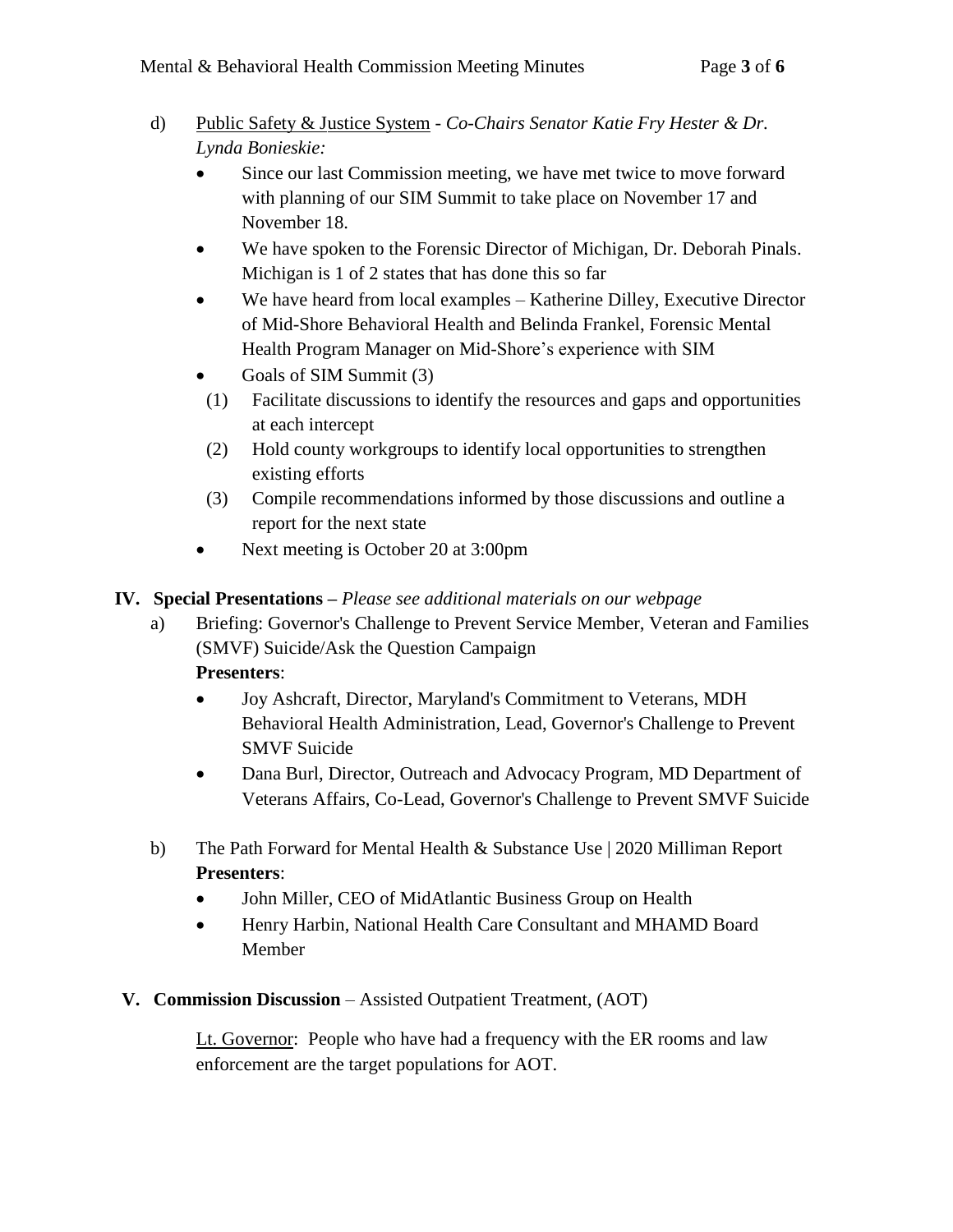d) Public Safety & Justice System - *Co-Chairs Senator Katie Fry Hester & Dr. Lynda Bonieskie:*

- Since our last Commission meeting, we have met twice to move forward with planning of our SIM Summit to take place on November 17 and November 18.
- We have spoken to the Forensic Director of Michigan, Dr. Deborah Pinals. Michigan is 1 of 2 states that has done this so far
- We have heard from local examples – Katherine Dilley, Executive Director of Mid-Shore Behavioral Health and Belinda Frankel, Forensic Mental Health Program Manager on Mid-Shore's experience with SIM
- Goals of SIM Summit (3)
  (1) Facilitate discussions to identify the resources and gaps and opportunities at each intercept
  (2) Hold county workgroups to identify local opportunities to strengthen existing efforts
  (3) Compile recommendations informed by those discussions and outline a report for the next state
- Next meeting is October 20 at 3:00pm

## IV. Special Presentations – *Please see additional materials on our webpage*

a) Briefing: Governor's Challenge to Prevent Service Member, Veteran and Families (SMVF) Suicide/Ask the Question Campaign

**Presenters**:

- Joy Ashcraft, Director, Maryland's Commitment to Veterans, MDH Behavioral Health Administration, Lead, Governor's Challenge to Prevent SMVF Suicide
- Dana Burl, Director, Outreach and Advocacy Program, MD Department of Veterans Affairs, Co-Lead, Governor's Challenge to Prevent SMVF Suicide

b) The Path Forward for Mental Health & Substance Use | 2020 Milliman Report

**Presenters**:

- John Miller, CEO of MidAtlantic Business Group on Health
- Henry Harbin, National Health Care Consultant and MHAMD Board Member

## V. Commission Discussion – Assisted Outpatient Treatment, (AOT)

Lt. Governor: People who have had a frequency with the ER rooms and law enforcement are the target populations for AOT.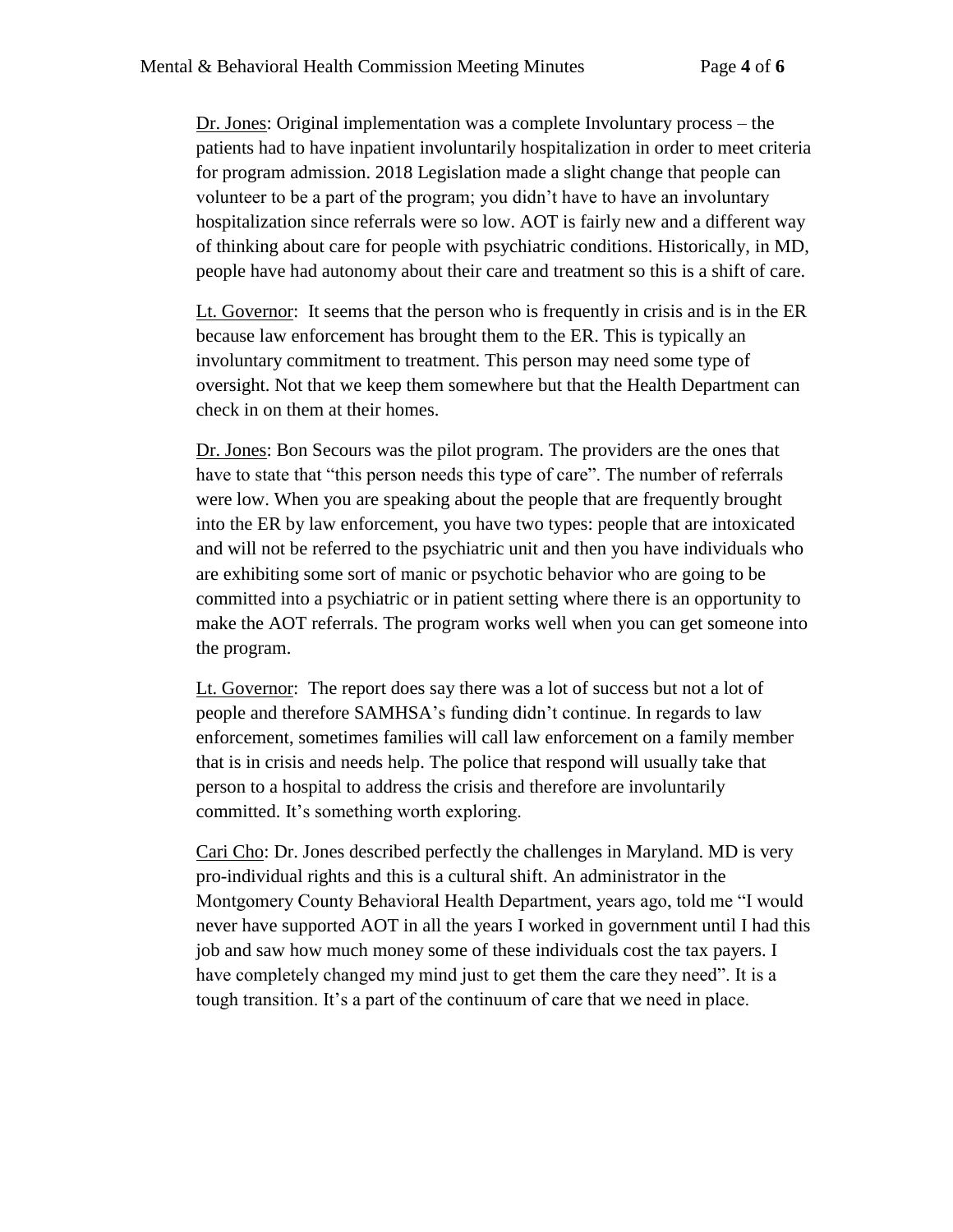Dr. Jones: Original implementation was a complete Involuntary process – the patients had to have inpatient involuntarily hospitalization in order to meet criteria for program admission. 2018 Legislation made a slight change that people can volunteer to be a part of the program; you didn't have to have an involuntary hospitalization since referrals were so low. AOT is fairly new and a different way of thinking about care for people with psychiatric conditions. Historically, in MD, people have had autonomy about their care and treatment so this is a shift of care.

Lt. Governor: It seems that the person who is frequently in crisis and is in the ER because law enforcement has brought them to the ER. This is typically an involuntary commitment to treatment. This person may need some type of oversight. Not that we keep them somewhere but that the Health Department can check in on them at their homes.

Dr. Jones: Bon Secours was the pilot program. The providers are the ones that have to state that "this person needs this type of care". The number of referrals were low. When you are speaking about the people that are frequently brought into the ER by law enforcement, you have two types: people that are intoxicated and will not be referred to the psychiatric unit and then you have individuals who are exhibiting some sort of manic or psychotic behavior who are going to be committed into a psychiatric or in patient setting where there is an opportunity to make the AOT referrals. The program works well when you can get someone into the program.

Lt. Governor: The report does say there was a lot of success but not a lot of people and therefore SAMHSA's funding didn't continue. In regards to law enforcement, sometimes families will call law enforcement on a family member that is in crisis and needs help. The police that respond will usually take that person to a hospital to address the crisis and therefore are involuntarily committed. It's something worth exploring.

Cari Cho: Dr. Jones described perfectly the challenges in Maryland. MD is very pro-individual rights and this is a cultural shift. An administrator in the Montgomery County Behavioral Health Department, years ago, told me "I would never have supported AOT in all the years I worked in government until I had this job and saw how much money some of these individuals cost the tax payers. I have completely changed my mind just to get them the care they need". It is a tough transition. It's a part of the continuum of care that we need in place.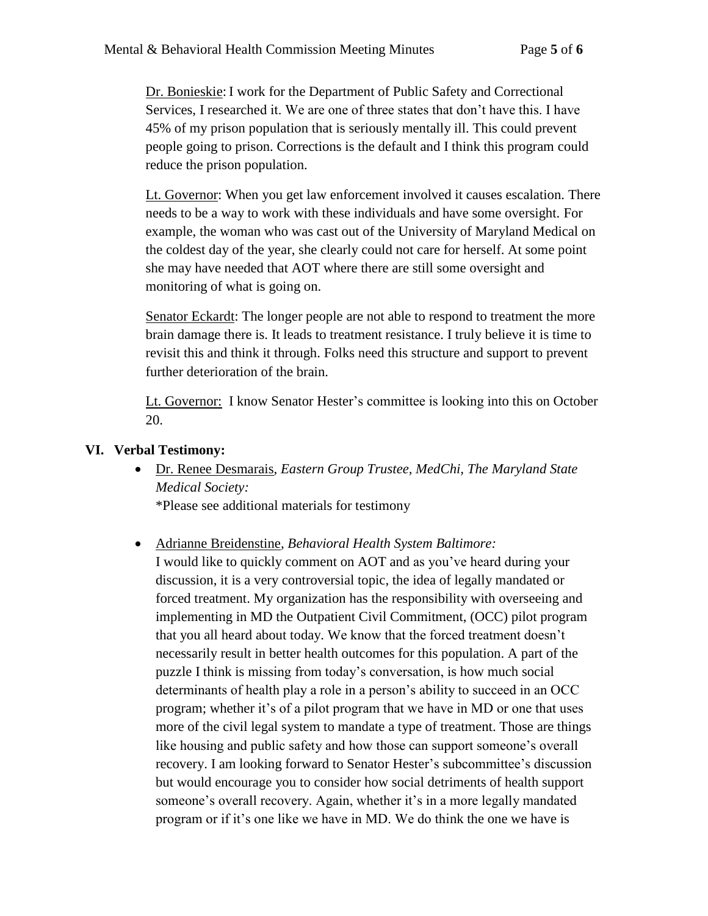<u>Dr. Bonieskie</u>: I work for the Department of Public Safety and Correctional Services, I researched it. We are one of three states that don't have this. I have 45% of my prison population that is seriously mentally ill. This could prevent people going to prison. Corrections is the default and I think this program could reduce the prison population.

<u>Lt. Governor</u>: When you get law enforcement involved it causes escalation. There needs to be a way to work with these individuals and have some oversight. For example, the woman who was cast out of the University of Maryland Medical on the coldest day of the year, she clearly could not care for herself. At some point she may have needed that AOT where there are still some oversight and monitoring of what is going on.

<u>Senator Eckardt</u>: The longer people are not able to respond to treatment the more brain damage there is. It leads to treatment resistance. I truly believe it is time to revisit this and think it through. Folks need this structure and support to prevent further deterioration of the brain.

<u>Lt. Governor:</u> I know Senator Hester's committee is looking into this on October 20.

## VI. Verbal Testimony:

- <u>Dr. Renee Desmarais</u>, *Eastern Group Trustee, MedChi, The Maryland State Medical Society:*
  *Please see additional materials for testimony

- <u>Adrianne Breidenstine</u>, *Behavioral Health System Baltimore:*
  I would like to quickly comment on AOT and as you've heard during your discussion, it is a very controversial topic, the idea of legally mandated or forced treatment. My organization has the responsibility with overseeing and implementing in MD the Outpatient Civil Commitment, (OCC) pilot program that you all heard about today. We know that the forced treatment doesn't necessarily result in better health outcomes for this population. A part of the puzzle I think is missing from today's conversation, is how much social determinants of health play a role in a person's ability to succeed in an OCC program; whether it's of a pilot program that we have in MD or one that uses more of the civil legal system to mandate a type of treatment. Those are things like housing and public safety and how those can support someone's overall recovery. I am looking forward to Senator Hester's subcommittee's discussion but would encourage you to consider how social detriments of health support someone's overall recovery. Again, whether it's in a more legally mandated program or if it's one like we have in MD. We do think the one we have is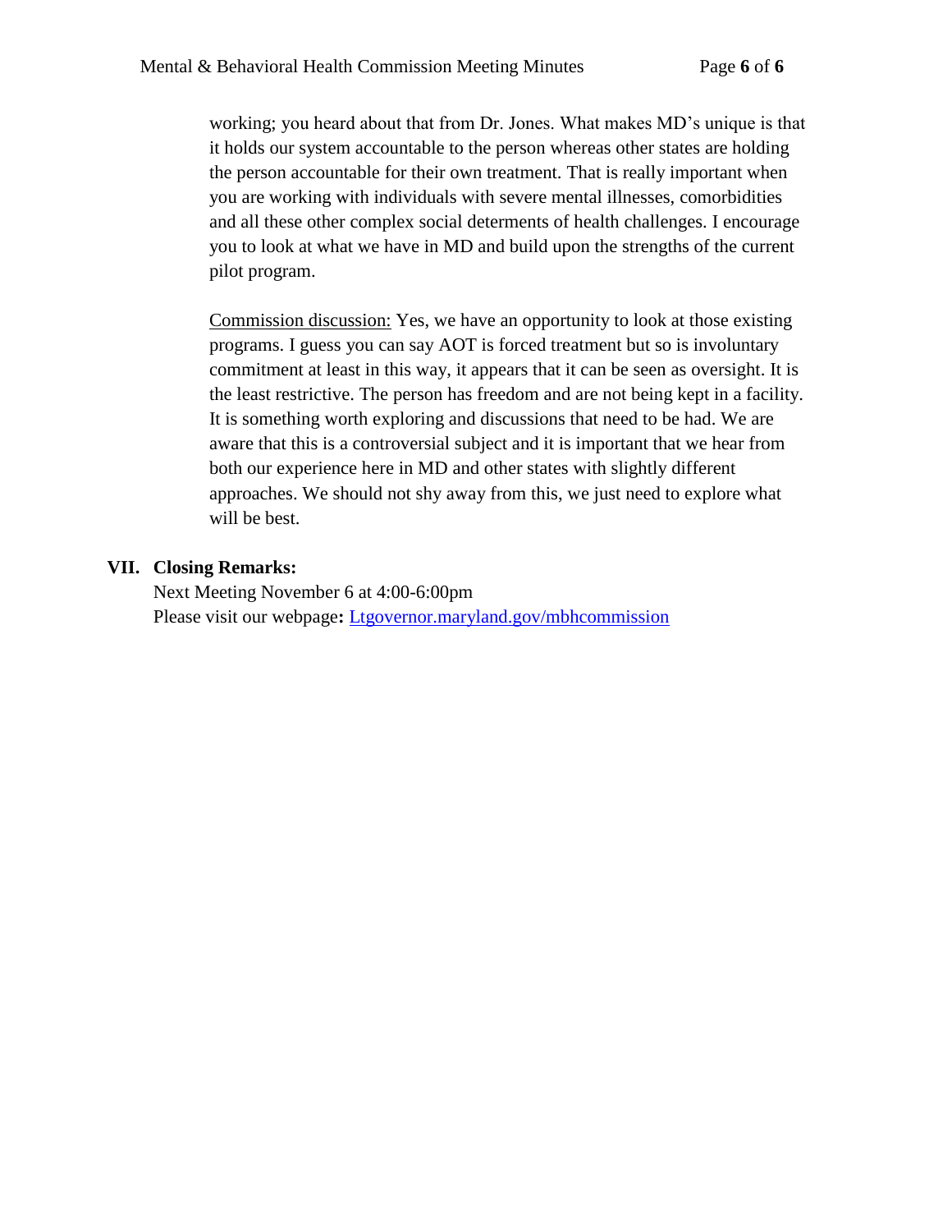working; you heard about that from Dr. Jones. What makes MD's unique is that it holds our system accountable to the person whereas other states are holding the person accountable for their own treatment. That is really important when you are working with individuals with severe mental illnesses, comorbidities and all these other complex social determents of health challenges. I encourage you to look at what we have in MD and build upon the strengths of the current pilot program.

Commission discussion: Yes, we have an opportunity to look at those existing programs. I guess you can say AOT is forced treatment but so is involuntary commitment at least in this way, it appears that it can be seen as oversight. It is the least restrictive. The person has freedom and are not being kept in a facility. It is something worth exploring and discussions that need to be had. We are aware that this is a controversial subject and it is important that we hear from both our experience here in MD and other states with slightly different approaches. We should not shy away from this, we just need to explore what will be best.

## VII. Closing Remarks:

Next Meeting November 6 at 4:00-6:00pm
Please visit our webpage**:** [Ltgovernor.maryland.gov/mbhcommission](Ltgovernor.maryland.gov/mbhcommission)